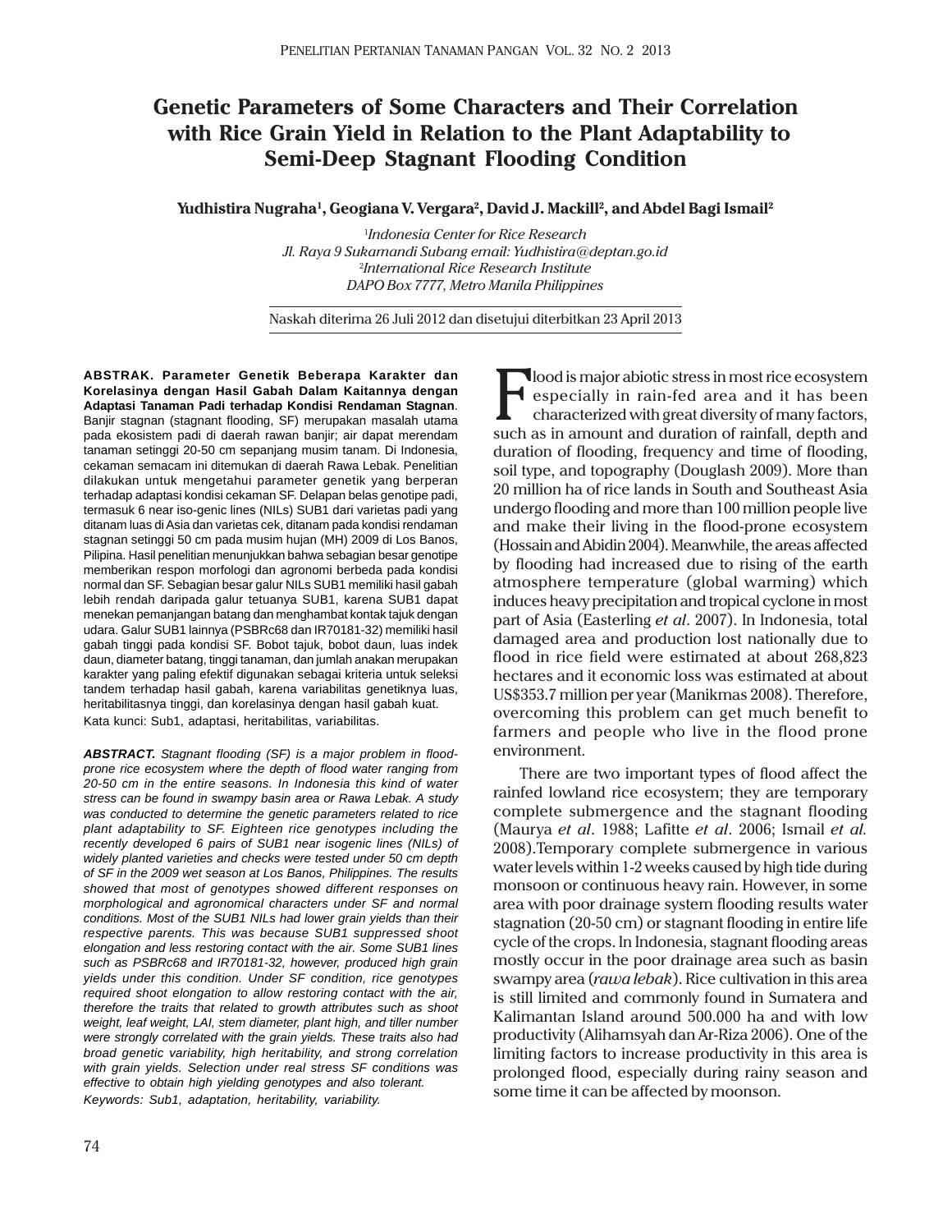# Genetic Parameters of Some Characters and Their Correlation with Rice Grain Yield in Relation to the Plant Adaptability to Semi-Deep Stagnant Flooding Condition

**Yudhistira Nugraha[1], Geogiana V. Vergara[2], David J. Mackill[2], and Abdel Bagi Ismail[2]**

[1]*Indonesia Center for Rice Research*
*Jl. Raya 9 Sukamandi Subang email: Yudhistira@deptan.go.id*
[2]*International Rice Research Institute*
*DAPO Box 7777, Metro Manila Philippines*

Naskah diterima 26 Juli 2012 dan disetujui diterbitkan 23 April 2013

**ABSTRAK. Parameter Genetik Beberapa Karakter dan Korelasinya dengan Hasil Gabah Dalam Kaitannya dengan Adaptasi Tanaman Padi terhadap Kondisi Rendaman Stagnan**. Banjir stagnan (stagnant flooding, SF) merupakan masalah utama pada ekosistem padi di daerah rawan banjir; air dapat merendam tanaman setinggi 20-50 cm sepanjang musim tanam. Di Indonesia, cekaman semacam ini ditemukan di daerah Rawa Lebak. Penelitian dilakukan untuk mengetahui parameter genetik yang berperan terhadap adaptasi kondisi cekaman SF. Delapan belas genotipe padi, termasuk 6 near iso-genic lines (NILs) SUB1 dari varietas padi yang ditanam luas di Asia dan varietas cek, ditanam pada kondisi rendaman stagnan setinggi 50 cm pada musim hujan (MH) 2009 di Los Banos, Pilipina. Hasil penelitian menunjukkan bahwa sebagian besar genotipe memberikan respon morfologi dan agronomi berbeda pada kondisi normal dan SF. Sebagian besar galur NILs SUB1 memiliki hasil gabah lebih rendah daripada galur tetuanya SUB1, karena SUB1 dapat menekan pemanjangan batang dan menghambat kontak tajuk dengan udara. Galur SUB1 lainnya (PSBRc68 dan IR70181-32) memiliki hasil gabah tinggi pada kondisi SF. Bobot tajuk, bobot daun, luas indek daun, diameter batang, tinggi tanaman, dan jumlah anakan merupakan karakter yang paling efektif digunakan sebagai kriteria untuk seleksi tandem terhadap hasil gabah, karena variabilitas genetiknya luas, heritabilitasnya tinggi, dan korelasinya dengan hasil gabah kuat.

Kata kunci: Sub1, adaptasi, heritabilitas, variabilitas.

***ABSTRACT.*** *Stagnant flooding (SF) is a major problem in flood-prone rice ecosystem where the depth of flood water ranging from 20-50 cm in the entire seasons. In Indonesia this kind of water stress can be found in swampy basin area or Rawa Lebak. A study was conducted to determine the genetic parameters related to rice plant adaptability to SF. Eighteen rice genotypes including the recently developed 6 pairs of SUB1 near isogenic lines (NILs) of widely planted varieties and checks were tested under 50 cm depth of SF in the 2009 wet season at Los Banos, Philippines. The results showed that most of genotypes showed different responses on morphological and agronomical characters under SF and normal conditions. Most of the SUB1 NILs had lower grain yields than their respective parents. This was because SUB1 suppressed shoot elongation and less restoring contact with the air. Some SUB1 lines such as PSBRc68 and IR70181-32, however, produced high grain yields under this condition. Under SF condition, rice genotypes required shoot elongation to allow restoring contact with the air, therefore the traits that related to growth attributes such as shoot weight, leaf weight, LAI, stem diameter, plant high, and tiller number were strongly correlated with the grain yields. These traits also had broad genetic variability, high heritability, and strong correlation with grain yields. Selection under real stress SF conditions was effective to obtain high yielding genotypes and also tolerant.*

*Keywords: Sub1, adaptation, heritability, variability.*

Flood is major abiotic stress in most rice ecosystem especially in rain-fed area and it has been characterized with great diversity of many factors, such as in amount and duration of rainfall, depth and duration of flooding, frequency and time of flooding, soil type, and topography (Douglash 2009). More than 20 million ha of rice lands in South and Southeast Asia undergo flooding and more than 100 million people live and make their living in the flood-prone ecosystem (Hossain and Abidin 2004). Meanwhile, the areas affected by flooding had increased due to rising of the earth atmosphere temperature (global warming) which induces heavy precipitation and tropical cyclone in most part of Asia (Easterling *et al*. 2007). In Indonesia, total damaged area and production lost nationally due to flood in rice field were estimated at about 268,823 hectares and it economic loss was estimated at about US$353.7 million per year (Manikmas 2008). Therefore, overcoming this problem can get much benefit to farmers and people who live in the flood prone environment.

There are two important types of flood affect the rainfed lowland rice ecosystem; they are temporary complete submergence and the stagnant flooding (Maurya *et al*. 1988; Lafitte *et al*. 2006; Ismail *et al.* 2008).Temporary complete submergence in various water levels within 1-2 weeks caused by high tide during monsoon or continuous heavy rain. However, in some area with poor drainage system flooding results water stagnation (20-50 cm) or stagnant flooding in entire life cycle of the crops. In Indonesia, stagnant flooding areas mostly occur in the poor drainage area such as basin swampy area (*rawa lebak*). Rice cultivation in this area is still limited and commonly found in Sumatera and Kalimantan Island around 500.000 ha and with low productivity (Alihamsyah dan Ar-Riza 2006). One of the limiting factors to increase productivity in this area is prolonged flood, especially during rainy season and some time it can be affected by moonson.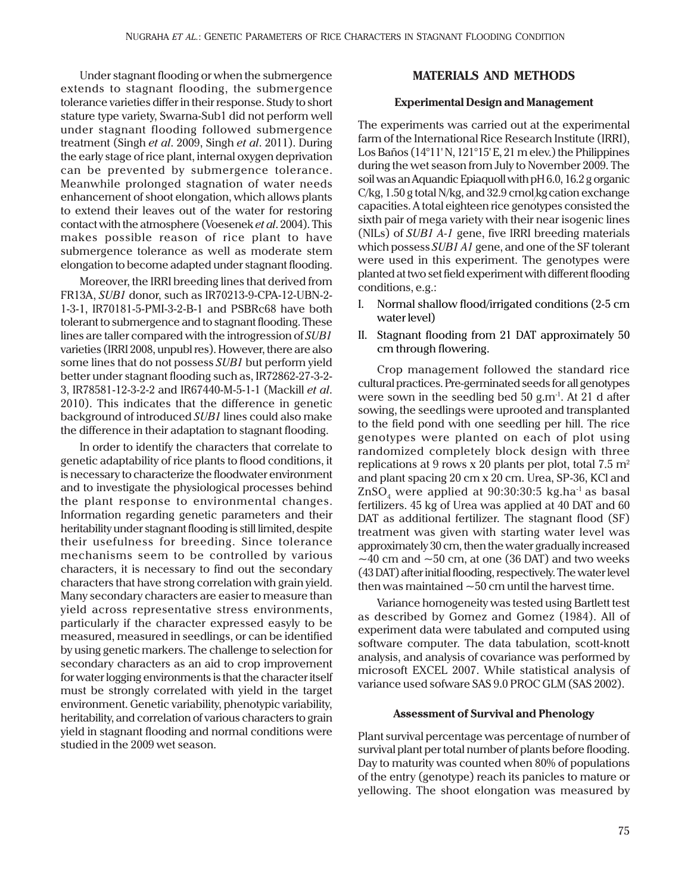Under stagnant flooding or when the submergence extends to stagnant flooding, the submergence tolerance varieties differ in their response. Study to short stature type variety, Swarna-Sub1 did not perform well under stagnant flooding followed submergence treatment (Singh *et al*. 2009, Singh *et al*. 2011). During the early stage of rice plant, internal oxygen deprivation can be prevented by submergence tolerance. Meanwhile prolonged stagnation of water needs enhancement of shoot elongation, which allows plants to extend their leaves out of the water for restoring contact with the atmosphere (Voesenek *et al*. 2004). This makes possible reason of rice plant to have submergence tolerance as well as moderate stem elongation to become adapted under stagnant flooding.

Moreover, the IRRI breeding lines that derived from FR13A, *SUB1* donor, such as IR70213-9-CPA-12-UBN-2-1-3-1, IR70181-5-PMI-3-2-B-1 and PSBRc68 have both tolerant to submergence and to stagnant flooding. These lines are taller compared with the introgression of *SUB1* varieties (IRRI 2008, unpubl res). However, there are also some lines that do not possess *SUB1* but perform yield better under stagnant flooding such as, IR72862-27-3-2-3, IR78581-12-3-2-2 and IR67440-M-5-1-1 (Mackill *et al*. 2010). This indicates that the difference in genetic background of introduced *SUB1* lines could also make the difference in their adaptation to stagnant flooding.

In order to identify the characters that correlate to genetic adaptability of rice plants to flood conditions, it is necessary to characterize the floodwater environment and to investigate the physiological processes behind the plant response to environmental changes. Information regarding genetic parameters and their heritability under stagnant flooding is still limited, despite their usefulness for breeding. Since tolerance mechanisms seem to be controlled by various characters, it is necessary to find out the secondary characters that have strong correlation with grain yield. Many secondary characters are easier to measure than yield across representative stress environments, particularly if the character expressed easyly to be measured, measured in seedlings, or can be identified by using genetic markers. The challenge to selection for secondary characters as an aid to crop improvement for water logging environments is that the character itself must be strongly correlated with yield in the target environment. Genetic variability, phenotypic variability, heritability, and correlation of various characters to grain yield in stagnant flooding and normal conditions were studied in the 2009 wet season.

## MATERIALS AND METHODS

### Experimental Design and Management

The experiments was carried out at the experimental farm of the International Rice Research Institute (IRRI), Los Baños (14°11' N, 121°15' E, 21 m elev.) the Philippines during the wet season from July to November 2009. The soil was an Aquandic Epiaquoll with pH 6.0, 16.2 g organic C/kg, 1.50 g total N/kg, and 32.9 $cmol_{(+)}$kg cation exchange capacities. A total eighteen rice genotypes consisted the sixth pair of mega variety with their near isogenic lines (NILs) of *SUB1 A-1* gene, five IRRI breeding materials which possess *SUB1 A1* gene, and one of the SF tolerant were used in this experiment. The genotypes were planted at two set field experiment with different flooding conditions, e.g.:

I. Normal shallow flood/irrigated conditions (2-5 cm water level)

II. Stagnant flooding from 21 DAT approximately 50 cm through flowering.

Crop management followed the standard rice cultural practices. Pre-germinated seeds for all genotypes were sown in the seedling bed 50 $g.m^{-1}$. At 21 d after sowing, the seedlings were uprooted and transplanted to the field pond with one seedling per hill. The rice genotypes were planted on each of plot using randomized completely block design with three replications at 9 rows x 20 plants per plot, total 7.5 $m^2$ and plant spacing 20 cm x 20 cm. Urea, SP-36, KCl and $ZnSO_4$ were applied at 90:30:30:5 $kg.ha^{-1}$ as basal fertilizers. 45 kg of Urea was applied at 40 DAT and 60 DAT as additional fertilizer. The stagnant flood (SF) treatment was given with starting water level was approximately 30 cm, then the water gradually increased ~40 cm and ~50 cm, at one (36 DAT) and two weeks (43 DAT) after initial flooding, respectively. The water level then was maintained ~50 cm until the harvest time.

Variance homogeneity was tested using Bartlett test as described by Gomez and Gomez (1984). All of experiment data were tabulated and computed using software computer. The data tabulation, scott-knott analysis, and analysis of covariance was performed by microsoft EXCEL 2007. While statistical analysis of variance used sofware SAS 9.0 PROC GLM (SAS 2002).

### Assessment of Survival and Phenology

Plant survival percentage was percentage of number of survival plant per total number of plants before flooding. Day to maturity was counted when 80% of populations of the entry (genotype) reach its panicles to mature or yellowing. The shoot elongation was measured by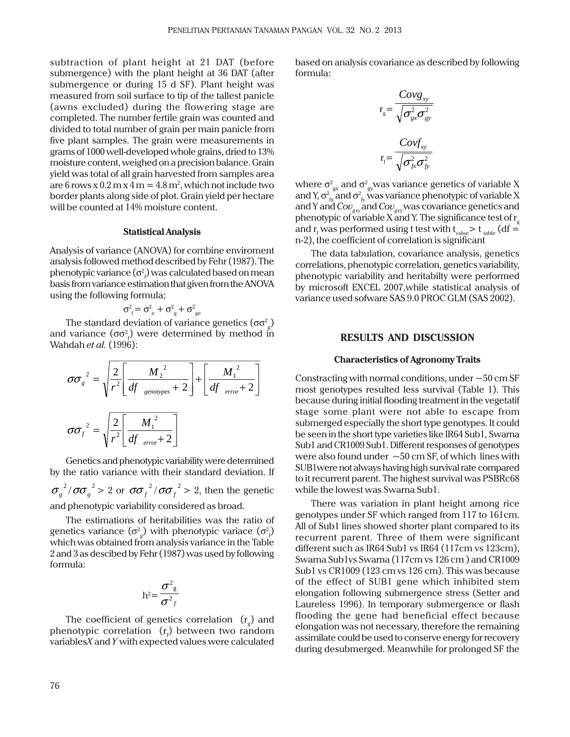subtraction of plant height at 21 DAT (before submergence) with the plant height at 36 DAT (after submergence or during 15 d SF). Plant height was measured from soil surface to tip of the tallest panicle (awns excluded) during the flowering stage are completed. The number fertile grain was counted and divided to total number of grain per main panicle from five plant samples. The grain were measurements in grams of 1000 well-developed whole grains, dried to 13% moisture content, weighed on a precision balance. Grain yield was total of all grain harvested from samples area are 6 rows x 0.2 m x 4 m = 4.8 $m^2$, which not include two border plants along side of plot. Grain yield per hectare will be counted at 14% moisture content.

#### Statistical Analysis

Analysis of variance (ANOVA) for combine enviroment analysis followed method described by Fehr (1987). The phenotypic variance ($\sigma^2_f$) was calculated based on mean basis from variance estimation that given from the ANOVA using the following formula;

$$\sigma^2_f = \sigma^2_e + \sigma^2_g + \sigma^2_{ge}$$

The standard deviation of variance genetics ($\sigma\sigma^2_g$) and variance ($\sigma\sigma^2_f$) were determined by method in Wahdah *et al.* (1996):

$$\sigma\sigma_g^{\ 2} = \sqrt{\frac{2}{r^2}\left[\frac{M_2^{\ 2}}{df_{\ genotypes}+2}\right]+\left[\frac{M_1^{\ 2}}{df_{\ error}+2}\right]}$$

$$\sigma\sigma_f^{\ 2} = \sqrt{\frac{2}{r^2}\left[\frac{M_1^{\ 2}}{df_{\ error}+2}\right]}$$

Genetics and phenotypic variability were determined by the ratio variance with their standard deviation. If $\sigma_g^{\ 2}/\sigma\sigma_g^{\ 2} > 2$ or $\sigma\sigma_f^{\ 2}/\sigma\sigma_f^{\ 2} > 2$, then the genetic and phenotypic variability considered as broad.

The estimations of heritabilities was the ratio of genetics variance ($\sigma^2_g$) with phenotypic variace ($\sigma^2_f$) which was obtained from analysis variance in the Table 2 and 3 as descibed by Fehr (1987) was used by following formula:

$$h^2 = \frac{\sigma^2_g}{\sigma^2_f}$$

The coefficient of genetics correlation ($r_g$) and phenotypic correlation ($r_f$) between two random variables *X* and *Y* with expected values were calculated based on analysis covariance as described by following formula:

$$r_g = \frac{Covg_{xy}}{\sqrt{\sigma^2_{gx}\sigma^2_{gy}}}$$

$$r_f = \frac{Covf_{xy}}{\sqrt{\sigma^2_{fx}\sigma^2_{fy}}}$$

where $\sigma^2_{gx}$ and $\sigma^2_{gy}$ was variance genetics of variable X and Y, $\sigma^2_{fx}$ and $\sigma^2_{fy}$ was variance phenotypic of variable X and Y and $Cov_{gxy}$ and $Cov_{gxy}$ was covariance genetics and phenotypic of variable X and Y. The significance test of $r_g$ and $r_f$ was performed using t test with $t_{value} > t_{table}$ (df = n-2), the coefficient of correlation is significant

The data tabulation, covariance analysis, genetics correlations, phenotypic correlation, genetics variability, phenotypic variability and heritabilty were performed by microsoft EXCEL 2007,while statistical analysis of variance used sofware SAS 9.0 PROC GLM (SAS 2002).

## RESULTS AND DISCUSSION

#### Characteristics of Agronomy Traits

Constracting with normal conditions, under ~50 cm SF most genotypes resulted less survival (Table 1). This because during initial flooding treatment in the vegetatif stage some plant were not able to escape from submerged especially the short type genotypes. It could be seen in the short type varieties like IR64 Sub1, Swarna Sub1 and CR1009 Sub1. Different responses of genotypes were also found under ~50 cm SF, of which lines with SUB1were not always having high survival rate compared to it recurrent parent. The highest survival was PSBRc68 while the lowest was Swarna Sub1.

There was variation in plant height among rice genotypes under SF which ranged from 117 to 161cm. All of Sub1 lines showed shorter plant compared to its recurrent parent. Three of them were significant different such as IR64 Sub1 vs IR64 (117cm vs 123cm), Swarna Sub1vs Swarna (117cm vs 126 cm ) and CR1009 Sub1 vs CR1009 (123 cm vs 126 cm). This was because of the effect of SUB1 gene which inhibited stem elongation following submergence stress (Setter and Laureless 1996). In temporary submergence or flash flooding the gene had beneficial effect because elongation was not necessary, therefore the remaining assimilate could be used to conserve energy for recovery during desubmerged. Meanwhile for prolonged SF the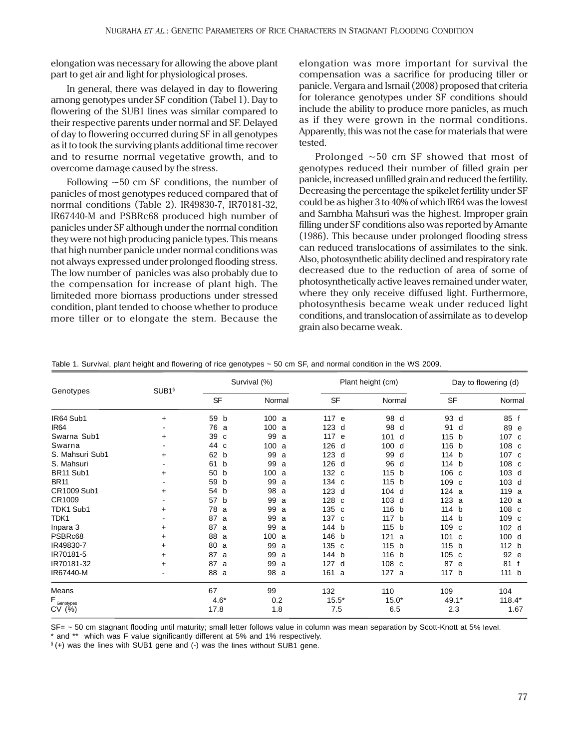elongation was necessary for allowing the above plant part to get air and light for physiological proses.

In general, there was delayed in day to flowering among genotypes under SF condition (Tabel 1). Day to flowering of the SUB1 lines was similar compared to their respective parents under normal and SF. Delayed of day to flowering occurred during SF in all genotypes as it to took the surviving plants additional time recover and to resume normal vegetative growth, and to overcome damage caused by the stress.

Following ~50 cm SF conditions, the number of panicles of most genotypes reduced compared that of normal conditions (Table 2). IR49830-7, IR70181-32, IR67440-M and PSBRc68 produced high number of panicles under SF although under the normal condition they were not high producing panicle types. This means that high number panicle under normal conditions was not always expressed under prolonged flooding stress. The low number of panicles was also probably due to the compensation for increase of plant high. The limiteded more biomass productions under stressed condition, plant tended to choose whether to produce more tiller or to elongate the stem. Because the elongation was more important for survival the compensation was a sacrifice for producing tiller or panicle. Vergara and Ismail (2008) proposed that criteria for tolerance genotypes under SF conditions should include the ability to produce more panicles, as much as if they were grown in the normal conditions. Apparently, this was not the case for materials that were tested.

Prolonged ~50 cm SF showed that most of genotypes reduced their number of filled grain per panicle, increased unfilled grain and reduced the fertility. Decreasing the percentage the spikelet fertility under SF could be as higher 3 to 40% of which IR64 was the lowest and Sambha Mahsuri was the highest. Improper grain filling under SF conditions also was reported by Amante (1986). This because under prolonged flooding stress can reduced translocations of assimilates to the sink. Also, photosynthetic ability declined and respiratory rate decreased due to the reduction of area of some of photosynthetically active leaves remained under water, where they only receive diffused light. Furthermore, photosynthesis became weak under reduced light conditions, and translocation of assimilate as to develop grain also became weak.

Table 1. Survival, plant height and flowering of rice genotypes ~ 50 cm SF, and normal condition in the WS 2009.

| Genotypes | SUB1[§] | Survival (%) | | Plant height (cm) | | Day to flowering (d) | |
|---|---|---|---|---|---|---|---|
| | | SF | Normal | SF | Normal | SF | Normal |
| IR64 Sub1 | + | 59 b | 100 a | 117 e | 98 d | 93 d | 85 f |
| IR64 | - | 76 a | 100 a | 123 d | 98 d | 91 d | 89 e |
| Swarna Sub1 | + | 39 c | 99 a | 117 e | 101 d | 115 b | 107 c |
| Swarna | - | 44 c | 100 a | 126 d | 100 d | 116 b | 108 c |
| S. Mahsuri Sub1 | + | 62 b | 99 a | 123 d | 99 d | 114 b | 107 c |
| S. Mahsuri | - | 61 b | 99 a | 126 d | 96 d | 114 b | 108 c |
| BR11 Sub1 | + | 50 b | 100 a | 132 c | 115 b | 106 c | 103 d |
| BR11 | - | 59 b | 99 a | 134 c | 115 b | 109 c | 103 d |
| CR1009 Sub1 | + | 54 b | 98 a | 123 d | 104 d | 124 a | 119 a |
| CR1009 | - | 57 b | 99 a | 128 c | 103 d | 123 a | 120 a |
| TDK1 Sub1 | + | 78 a | 99 a | 135 c | 116 b | 114 b | 108 c |
| TDK1 | - | 87 a | 99 a | 137 c | 117 b | 114 b | 109 c |
| Inpara 3 | + | 87 a | 99 a | 144 b | 115 b | 109 c | 102 d |
| PSBRc68 | + | 88 a | 100 a | 146 b | 121 a | 101 c | 100 d |
| IR49830-7 | + | 80 a | 99 a | 135 c | 115 b | 115 b | 112 b |
| IR70181-5 | + | 87 a | 99 a | 144 b | 116 b | 105 c | 92 e |
| IR70181-32 | + | 87 a | 99 a | 127 d | 108 c | 87 e | 81 f |
| IR67440-M | - | 88 a | 98 a | 161 a | 127 a | 117 b | 111 b |
| Means | | 67 | 99 | 132 | 110 | 109 | 104 |
| $F_{Genotypes}$ | | 4.6* | 0.2 | 15.5* | 15.0* | 49.1* | 118.4* |
| CV (%) | | 17.8 | 1.8 | 7.5 | 6.5 | 2.3 | 1.67 |

SF= ~ 50 cm stagnant flooding until maturity; small letter follows value in column was mean separation by Scott-Knott at 5% level.
* and ** which was F value significantly different at 5% and 1% respectively.
[§] (+) was the lines with SUB1 gene and (-) was the lines without SUB1 gene.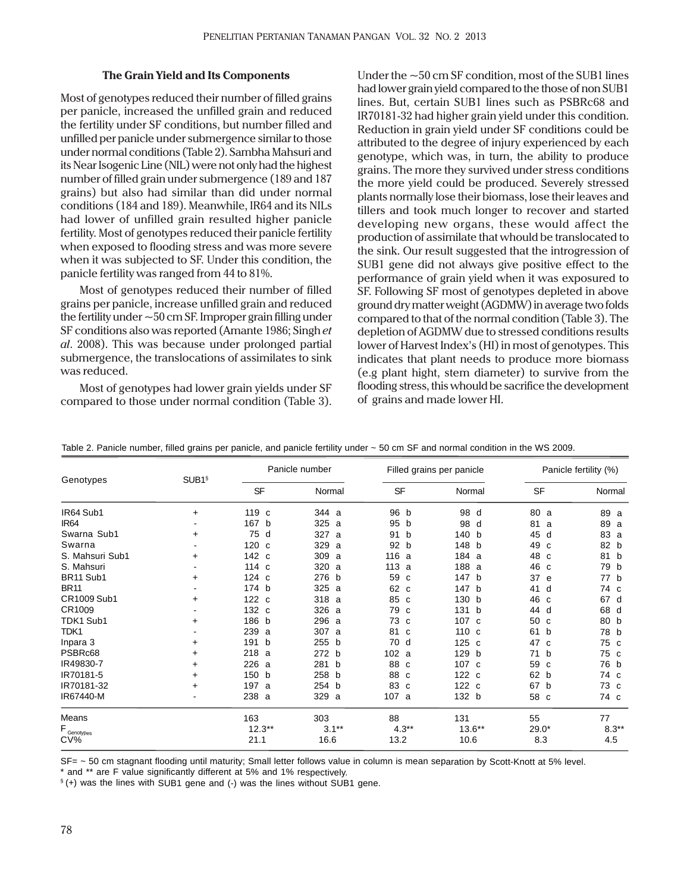### The Grain Yield and Its Components

Most of genotypes reduced their number of filled grains per panicle, increased the unfilled grain and reduced the fertility under SF conditions, but number filled and unfilled per panicle under submergence similar to those under normal conditions (Table 2). Sambha Mahsuri and its Near Isogenic Line (NIL) were not only had the highest number of filled grain under submergence (189 and 187 grains) but also had similar than did under normal conditions (184 and 189). Meanwhile, IR64 and its NILs had lower of unfilled grain resulted higher panicle fertility. Most of genotypes reduced their panicle fertility when exposed to flooding stress and was more severe when it was subjected to SF. Under this condition, the panicle fertility was ranged from 44 to 81%.

Most of genotypes reduced their number of filled grains per panicle, increase unfilled grain and reduced the fertility under ~50 cm SF. Improper grain filling under SF conditions also was reported (Amante 1986; Singh *et al*. 2008). This was because under prolonged partial submergence, the translocations of assimilates to sink was reduced.

Most of genotypes had lower grain yields under SF compared to those under normal condition (Table 3). Under the ~50 cm SF condition, most of the SUB1 lines had lower grain yield compared to the those of non SUB1 lines. But, certain SUB1 lines such as PSBRc68 and IR70181-32 had higher grain yield under this condition. Reduction in grain yield under SF conditions could be attributed to the degree of injury experienced by each genotype, which was, in turn, the ability to produce grains. The more they survived under stress conditions the more yield could be produced. Severely stressed plants normally lose their biomass, lose their leaves and tillers and took much longer to recover and started developing new organs, these would affect the production of assimilate that whould be translocated to the sink. Our result suggested that the introgression of SUB1 gene did not always give positive effect to the performance of grain yield when it was exposured to SF. Following SF most of genotypes depleted in above ground dry matter weight (AGDMW) in average two folds compared to that of the normal condition (Table 3). The depletion of AGDMW due to stressed conditions results lower of Harvest Index's (HI) in most of genotypes. This indicates that plant needs to produce more biomass (e.g plant hight, stem diameter) to survive from the flooding stress, this whould be sacrifice the development of grains and made lower HI.

Table 2. Panicle number, filled grains per panicle, and panicle fertility under ~ 50 cm SF and normal condition in the WS 2009.

| Genotypes | SUB1[§] | Panicle number | | Filled grains per panicle | | Panicle fertility (%) | |
|---|---|---|---|---|---|---|---|
| | | SF | Normal | SF | Normal | SF | Normal |
| IR64 Sub1 | + | 119 c | 344 a | 96 b | 98 d | 80 a | 89 a |
| IR64 | - | 167 b | 325 a | 95 b | 98 d | 81 a | 89 a |
| Swarna Sub1 | + | 75 d | 327 a | 91 b | 140 b | 45 d | 83 a |
| Swarna | - | 120 c | 329 a | 92 b | 148 b | 49 c | 82 b |
| S. Mahsuri Sub1 | + | 142 c | 309 a | 116 a | 184 a | 48 c | 81 b |
| S. Mahsuri | - | 114 c | 320 a | 113 a | 188 a | 46 c | 79 b |
| BR11 Sub1 | + | 124 c | 276 b | 59 c | 147 b | 37 e | 77 b |
| BR11 | - | 174 b | 325 a | 62 c | 147 b | 41 d | 74 c |
| CR1009 Sub1 | + | 122 c | 318 a | 85 c | 130 b | 46 c | 67 d |
| CR1009 | - | 132 c | 326 a | 79 c | 131 b | 44 d | 68 d |
| TDK1 Sub1 | + | 186 b | 296 a | 73 c | 107 c | 50 c | 80 b |
| TDK1 | - | 239 a | 307 a | 81 c | 110 c | 61 b | 78 b |
| Inpara 3 | + | 191 b | 255 b | 70 d | 125 c | 47 c | 75 c |
| PSBRc68 | + | 218 a | 272 b | 102 a | 129 b | 71 b | 75 c |
| IR49830-7 | + | 226 a | 281 b | 88 c | 107 c | 59 c | 76 b |
| IR70181-5 | + | 150 b | 258 b | 88 c | 122 c | 62 b | 74 c |
| IR70181-32 | + | 197 a | 254 b | 83 c | 122 c | 67 b | 73 c |
| IR67440-M | - | 238 a | 329 a | 107 a | 132 b | 58 c | 74 c |
| Means | | 163 | 303 | 88 | 131 | 55 | 77 |
| $F_{Genotypes}$ | | 12.3** | 3.1** | 4.3** | 13.6** | 29.0* | 8.3** |
| CV% | | 21.1 | 16.6 | 13.2 | 10.6 | 8.3 | 4.5 |

SF= ~ 50 cm stagnant flooding until maturity; Small letter follows value in column is mean separation by Scott-Knott at 5% level.

\* and ** are F value significantly different at 5% and 1% respectively.

[§] (+) was the lines with SUB1 gene and (-) was the lines without SUB1 gene.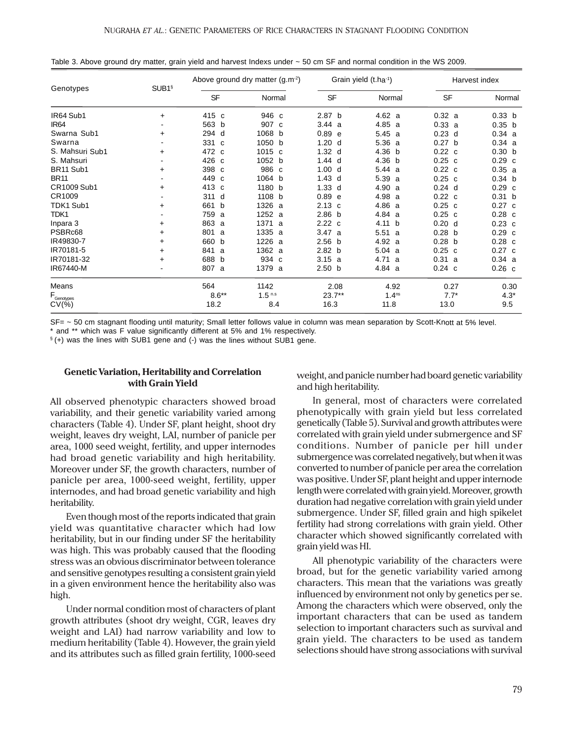Table 3. Above ground dry matter, grain yield and harvest Indexs under ~ 50 cm SF and normal condition in the WS 2009.

| Genotypes | SUB1[§] | Above ground dry matter ($g.m^{-2}$) | | Grain yield ($t.ha^{-1}$) | | Harvest index | |
|---|---|---|---|---|---|---|---|
| | | SF | Normal | SF | Normal | SF | Normal |
| IR64 Sub1 | + | 415 c | 946 c | 2.87 b | 4.62 a | 0.32 a | 0.33 b |
| IR64 | - | 563 b | 907 c | 3.44 a | 4.85 a | 0.33 a | 0.35 b |
| Swarna Sub1 | + | 294 d | 1068 b | 0.89 e | 5.45 a | 0.23 d | 0.34 a |
| Swarna | - | 331 c | 1050 b | 1.20 d | 5.36 a | 0.27 b | 0.34 a |
| S. Mahsuri Sub1 | + | 472 c | 1015 c | 1.32 d | 4.36 b | 0.22 c | 0.30 b |
| S. Mahsuri | - | 426 c | 1052 b | 1.44 d | 4.36 b | 0.25 c | 0.29 c |
| BR11 Sub1 | + | 398 c | 986 c | 1.00 d | 5.44 a | 0.22 c | 0.35 a |
| BR11 | - | 449 c | 1064 b | 1.43 d | 5.39 a | 0.25 c | 0.34 b |
| CR1009 Sub1 | + | 413 c | 1180 b | 1.33 d | 4.90 a | 0.24 d | 0.29 c |
| CR1009 | - | 311 d | 1108 b | 0.89 e | 4.98 a | 0.22 c | 0.31 b |
| TDK1 Sub1 | + | 661 b | 1326 a | 2.13 c | 4.86 a | 0.25 c | 0.27 c |
| TDK1 | - | 759 a | 1252 a | 2.86 b | 4.84 a | 0.25 c | 0.28 c |
| Inpara 3 | + | 863 a | 1371 a | 2.22 c | 4.11 b | 0.20 d | 0.23 c |
| PSBRc68 | + | 801 a | 1335 a | 3.47 a | 5.51 a | 0.28 b | 0.29 c |
| IR49830-7 | + | 660 b | 1226 a | 2.56 b | 4.92 a | 0.28 b | 0.28 c |
| IR70181-5 | + | 841 a | 1362 a | 2.82 b | 5.04 a | 0.25 c | 0.27 c |
| IR70181-32 | + | 688 b | 934 c | 3.15 a | 4.71 a | 0.31 a | 0.34 a |
| IR67440-M | - | 807 a | 1379 a | 2.50 b | 4.84 a | 0.24 c | 0.26 c |
| Means | | 564 | 1142 | 2.08 | 4.92 | 0.27 | 0.30 |
| $F_{Genotypes}$ | | 8.6** | 1.5 [n.s] | 23.7** | 1.4[ns] | 7.7* | 4.3* |
| CV(%) | | 18.2 | 8.4 | 16.3 | 11.8 | 13.0 | 9.5 |

SF= ~ 50 cm stagnant flooding until maturity; Small letter follows value in column was mean separation by Scott-Knott at 5% level.
* and ** which was F value significantly different at 5% and 1% respectively.
[§] (+) was the lines with SUB1 gene and (-) was the lines without SUB1 gene.

### Genetic Variation, Heritability and Correlation with Grain Yield

All observed phenotypic characters showed broad variability, and their genetic variability varied among characters (Table 4). Under SF, plant height, shoot dry weight, leaves dry weight, LAI, number of panicle per area, 1000 seed weight, fertility, and upper internodes had broad genetic variability and high heritability. Moreover under SF, the growth characters, number of panicle per area, 1000-seed weight, fertility, upper internodes, and had broad genetic variability and high heritability.

Even though most of the reports indicated that grain yield was quantitative character which had low heritability, but in our finding under SF the heritability was high. This was probably caused that the flooding stress was an obvious discriminator between tolerance and sensitive genotypes resulting a consistent grain yield in a given environment hence the heritability also was high.

Under normal condition most of characters of plant growth attributes (shoot dry weight, CGR, leaves dry weight and LAI) had narrow variability and low to medium heritability (Table 4). However, the grain yield and its attributes such as filled grain fertility, 1000-seed weight, and panicle number had board genetic variability and high heritability.

In general, most of characters were correlated phenotypically with grain yield but less correlated genetically (Table 5). Survival and growth attributes were correlated with grain yield under submergence and SF conditions. Number of panicle per hill under submergence was correlated negatively, but when it was converted to number of panicle per area the correlation was positive. Under SF, plant height and upper internode length were correlated with grain yield. Moreover, growth duration had negative correlation with grain yield under submergence. Under SF, filled grain and high spikelet fertility had strong correlations with grain yield. Other character which showed significantly correlated with grain yield was HI.

All phenotypic variability of the characters were broad, but for the genetic variability varied among characters. This mean that the variations was greatly influenced by environment not only by genetics per se. Among the characters which were observed, only the important characters that can be used as tandem selection to important characters such as survival and grain yield. The characters to be used as tandem selections should have strong associations with survival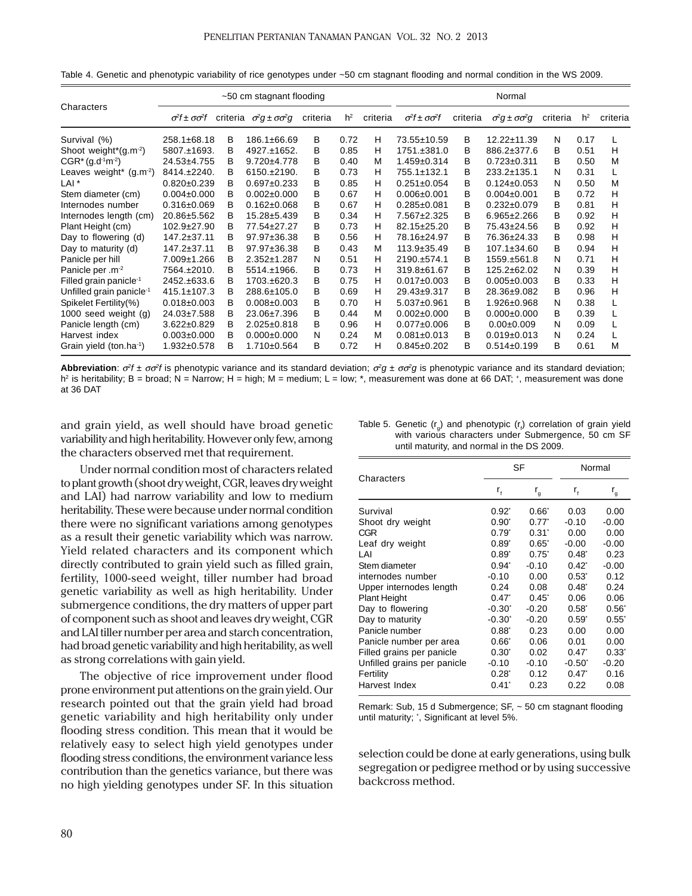Table 4. Genetic and phenotypic variability of rice genotypes under ~50 cm stagnant flooding and normal condition in the WS 2009.

| Characters | ~50 cm stagnant flooding | | | | | | Normal | | | | | |
|---|---|---|---|---|---|---|---|---|---|---|---|---|
| | $\sigma^2 f \pm \sigma\sigma^2 f$ | criteria | $\sigma^2 g \pm \sigma\sigma^2 g$ | criteria | $h^2$ | criteria | $\sigma^2 f \pm \sigma\sigma^2 f$ | criteria | $\sigma^2 g \pm \sigma\sigma^2 g$ | criteria | $h^2$ | criteria |
| Survival (%) | 258.1±68.18 | B | 186.1±66.69 | B | 0.72 | H | 73.55±10.59 | B | 12.22±11.39 | N | 0.17 | L |
| Shoot weight*(g.m$^{-2}$) | 5807.±1693. | B | 4927.±1652. | B | 0.85 | H | 1751.±381.0 | B | 886.2±377.6 | B | 0.51 | H |
| CGR* (g.d$^{-1}$m$^{-2}$) | 24.53±4.755 | B | 9.720±4.778 | B | 0.40 | M | 1.459±0.314 | B | 0.723±0.311 | B | 0.50 | M |
| Leaves weight* (g.m$^{-2}$) | 8414.±2240. | B | 6150.±2190. | B | 0.73 | H | 755.1±132.1 | B | 233.2±135.1 | N | 0.31 | L |
| LAI * | 0.820±0.239 | B | 0.697±0.233 | B | 0.85 | H | 0.251±0.054 | B | 0.124±0.053 | N | 0.50 | M |
| Stem diameter (cm) | 0.004±0.000 | B | 0.002±0.000 | B | 0.67 | H | 0.006±0.001 | B | 0.004±0.001 | B | 0.72 | H |
| Internodes number | 0.316±0.069 | B | 0.162±0.068 | B | 0.67 | H | 0.285±0.081 | B | 0.232±0.079 | B | 0.81 | H |
| Internodes length (cm) | 20.86±5.562 | B | 15.28±5.439 | B | 0.34 | H | 7.567±2.325 | B | 6.965±2.266 | B | 0.92 | H |
| Plant Height (cm) | 102.9±27.90 | B | 77.54±27.27 | B | 0.73 | H | 82.15±25.20 | B | 75.43±24.56 | B | 0.92 | H |
| Day to flowering (d) | 147.2±37.11 | B | 97.97±36.38 | B | 0.56 | H | 78.16±24.97 | B | 76.36±24.33 | B | 0.98 | H |
| Day to maturity (d) | 147.2±37.11 | B | 97.97±36.38 | B | 0.43 | M | 113.9±35.49 | B | 107.1±34.60 | B | 0.94 | H |
| Panicle per hill | 7.009±1.266 | B | 2.352±1.287 | N | 0.51 | H | 2190.±574.1 | B | 1559.±561.8 | N | 0.71 | H |
| Panicle per .m$^{-2}$ | 7564.±2010. | B | 5514.±1966. | B | 0.73 | H | 319.8±61.67 | B | 125.2±62.02 | N | 0.39 | H |
| Filled grain panicle$^{-1}$ | 2452.±633.6 | B | 1703.±620.3 | B | 0.75 | H | 0.017±0.003 | B | 0.005±0.003 | B | 0.33 | H |
| Unfilled grain panicle$^{-1}$ | 415.1±107.3 | B | 288.6±105.0 | B | 0.69 | H | 29.43±9.317 | B | 28.36±9.082 | B | 0.96 | H |
| Spikelet Fertility(%) | 0.018±0.003 | B | 0.008±0.003 | B | 0.70 | H | 5.037±0.961 | B | 1.926±0.968 | N | 0.38 | L |
| 1000 seed weight (g) | 24.03±7.588 | B | 23.06±7.396 | B | 0.44 | M | 0.002±0.000 | B | 0.000±0.000 | B | 0.39 | L |
| Panicle length (cm) | 3.622±0.829 | B | 2.025±0.818 | B | 0.96 | H | 0.077±0.006 | B | 0.00±0.009 | N | 0.09 | L |
| Harvest index | 0.003±0.000 | B | 0.000±0.000 | N | 0.24 | M | 0.081±0.013 | B | 0.019±0.013 | N | 0.24 | L |
| Grain yield (ton.ha$^{-1}$) | 1.932±0.578 | B | 1.710±0.564 | B | 0.72 | H | 0.845±0.202 | B | 0.514±0.199 | B | 0.61 | M |

**Abbreviation**: $\sigma^2 f \pm \sigma\sigma^2 f$ is phenotypic variance and its standard deviation; $\sigma^2 g \pm \sigma\sigma^2 g$ is phenotypic variance and its standard deviation; $h^2$ is heritability; B = broad; N = Narrow; H = high; M = medium; L = low; *, measurement was done at 66 DAT; +, measurement was done at 36 DAT

and grain yield, as well should have broad genetic variability and high heritability. However only few, among the characters observed met that requirement.

Under normal condition most of characters related to plant growth (shoot dry weight, CGR, leaves dry weight and LAI) had narrow variability and low to medium heritability. These were because under normal condition there were no significant variations among genotypes as a result their genetic variability which was narrow. Yield related characters and its component which directly contributed to grain yield such as filled grain, fertility, 1000-seed weight, tiller number had broad genetic variability as well as high heritability. Under submergence conditions, the dry matters of upper part of component such as shoot and leaves dry weight, CGR and LAI tiller number per area and starch concentration, had broad genetic variability and high heritability, as well as strong correlations with gain yield.

The objective of rice improvement under flood prone environment put attentions on the grain yield. Our research pointed out that the grain yield had broad genetic variability and high heritability only under flooding stress condition. This mean that it would be relatively easy to select high yield genotypes under flooding stress conditions, the environment variance less contribution than the genetics variance, but there was no high yielding genotypes under SF. In this situation selection could be done at early generations, using bulk segregation or pedigree method or by using successive backcross method.

Table 5. Genetic ($r_g$) and phenotypic ($r_f$) correlation of grain yield with various characters under Submergence, 50 cm SF until maturity, and normal in the DS 2009.

| Characters | SF | | Normal | |
|---|---|---|---|---|
| | $r_f$ | $r_g$ | $r_f$ | $r_g$ |
| Survival | 0.92* | 0.66* | 0.03 | 0.00 |
| Shoot dry weight | 0.90* | 0.77* | -0.10 | -0.00 |
| CGR | 0.79* | 0.31* | 0.00 | 0.00 |
| Leaf dry weight | 0.89* | 0.65* | -0.00 | -0.00 |
| LAI | 0.89* | 0.75* | 0.48* | 0.23 |
| Stem diameter | 0.94* | -0.10 | 0.42* | -0.00 |
| internodes number | -0.10 | 0.00 | 0.53* | 0.12 |
| Upper internodes length | 0.24 | 0.08 | 0.48* | 0.24 |
| Plant Height | 0.47* | 0.45* | 0.06 | 0.06 |
| Day to flowering | -0.30* | -0.20 | 0.58* | 0.56* |
| Day to maturity | -0.30* | -0.20 | 0.59* | 0.55* |
| Panicle number | 0.88* | 0.23 | 0.00 | 0.00 |
| Panicle number per area | 0.66* | 0.06 | 0.01 | 0.00 |
| Filled grains per panicle | 0.30* | 0.02 | 0.47* | 0.33* |
| Unfilled grains per panicle | -0.10 | -0.10 | -0.50* | -0.20 |
| Fertility | 0.28* | 0.12 | 0.47* | 0.16 |
| Harvest Index | 0.41* | 0.23 | 0.22 | 0.08 |

Remark: Sub, 15 d Submergence; SF, ~ 50 cm stagnant flooding until maturity; *, Significant at level 5%.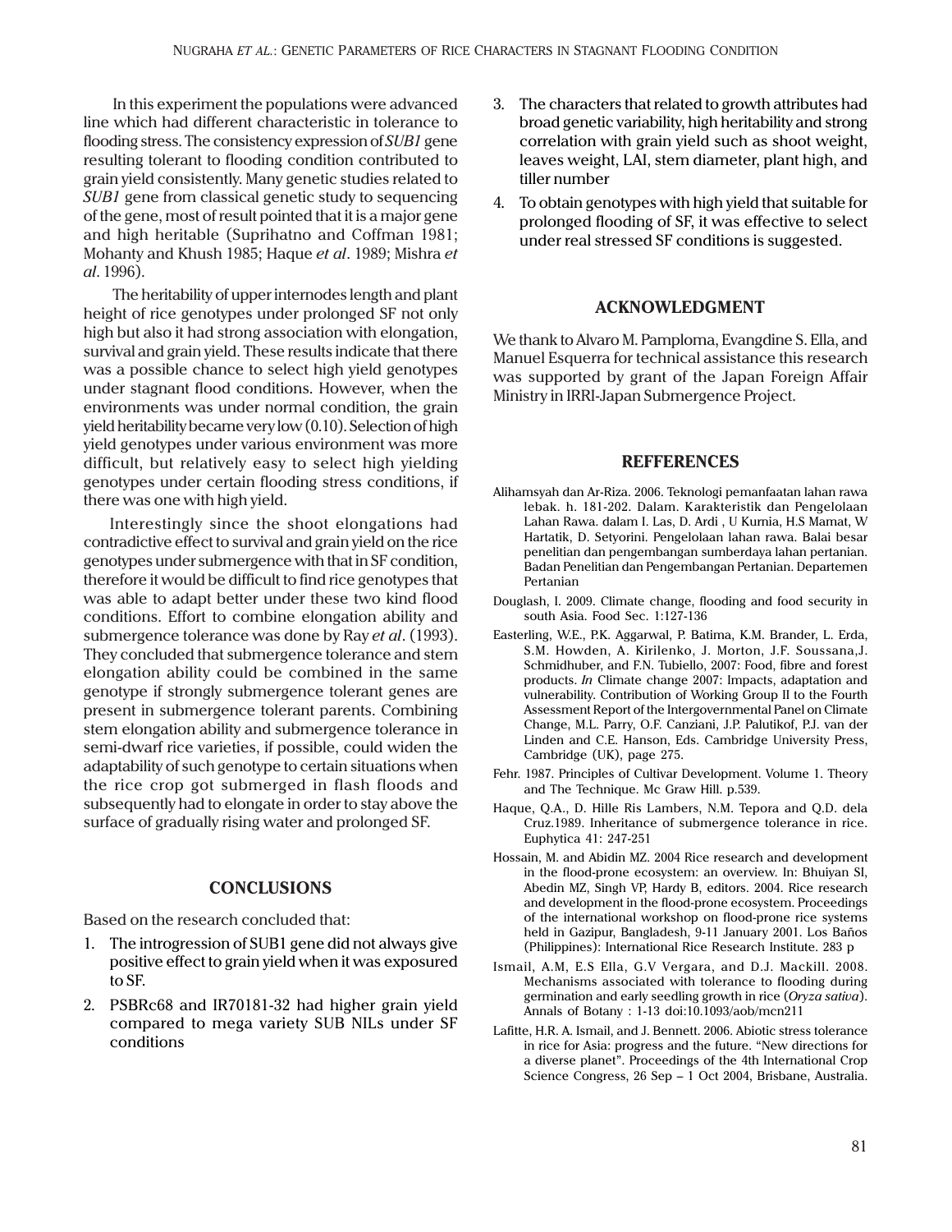In this experiment the populations were advanced line which had different characteristic in tolerance to flooding stress. The consistency expression of *SUB1* gene resulting tolerant to flooding condition contributed to grain yield consistently. Many genetic studies related to *SUB1* gene from classical genetic study to sequencing of the gene, most of result pointed that it is a major gene and high heritable (Suprihatno and Coffman 1981; Mohanty and Khush 1985; Haque *et al*. 1989; Mishra *et al*. 1996).

The heritability of upper internodes length and plant height of rice genotypes under prolonged SF not only high but also it had strong association with elongation, survival and grain yield. These results indicate that there was a possible chance to select high yield genotypes under stagnant flood conditions. However, when the environments was under normal condition, the grain yield heritability became very low (0.10). Selection of high yield genotypes under various environment was more difficult, but relatively easy to select high yielding genotypes under certain flooding stress conditions, if there was one with high yield.

Interestingly since the shoot elongations had contradictive effect to survival and grain yield on the rice genotypes under submergence with that in SF condition, therefore it would be difficult to find rice genotypes that was able to adapt better under these two kind flood conditions. Effort to combine elongation ability and submergence tolerance was done by Ray *et al*. (1993). They concluded that submergence tolerance and stem elongation ability could be combined in the same genotype if strongly submergence tolerant genes are present in submergence tolerant parents. Combining stem elongation ability and submergence tolerance in semi-dwarf rice varieties, if possible, could widen the adaptability of such genotype to certain situations when the rice crop got submerged in flash floods and subsequently had to elongate in order to stay above the surface of gradually rising water and prolonged SF.

## CONCLUSIONS

Based on the research concluded that:

1. The introgression of SUB1 gene did not always give positive effect to grain yield when it was exposured to SF.
2. PSBRc68 and IR70181-32 had higher grain yield compared to mega variety SUB NILs under SF conditions
3. The characters that related to growth attributes had broad genetic variability, high heritability and strong correlation with grain yield such as shoot weight, leaves weight, LAI, stem diameter, plant high, and tiller number
4. To obtain genotypes with high yield that suitable for prolonged flooding of SF, it was effective to select under real stressed SF conditions is suggested.

## ACKNOWLEDGMENT

We thank to Alvaro M. Pamploma, Evangdine S. Ella, and Manuel Esquerra for technical assistance this research was supported by grant of the Japan Foreign Affair Ministry in IRRI-Japan Submergence Project.

## REFFERENCES

Alihamsyah dan Ar-Riza. 2006. Teknologi pemanfaatan lahan rawa lebak. h. 181-202. Dalam. Karakteristik dan Pengelolaan Lahan Rawa. dalam I. Las, D. Ardi , U Kurnia, H.S Mamat, W Hartatik, D. Setyorini. Pengelolaan lahan rawa. Balai besar penelitian dan pengembangan sumberdaya lahan pertanian. Badan Penelitian dan Pengembangan Pertanian. Departemen Pertanian

Douglash, I. 2009. Climate change, flooding and food security in south Asia. Food Sec. 1:127-136

Easterling, W.E., P.K. Aggarwal, P. Batima, K.M. Brander, L. Erda, S.M. Howden, A. Kirilenko, J. Morton, J.F. Soussana,J. Schmidhuber, and F.N. Tubiello, 2007: Food, fibre and forest products. *In* Climate change 2007: Impacts, adaptation and vulnerability. Contribution of Working Group II to the Fourth Assessment Report of the Intergovernmental Panel on Climate Change, M.L. Parry, O.F. Canziani, J.P. Palutikof, P.J. van der Linden and C.E. Hanson, Eds. Cambridge University Press, Cambridge (UK), page 275.

Fehr. 1987. Principles of Cultivar Development. Volume 1. Theory and The Technique. Mc Graw Hill. p.539.

Haque, Q.A., D. Hille Ris Lambers, N.M. Tepora and Q.D. dela Cruz.1989. Inheritance of submergence tolerance in rice. Euphytica 41: 247-251

Hossain, M. and Abidin MZ. 2004 Rice research and development in the flood-prone ecosystem: an overview. In: Bhuiyan SI, Abedin MZ, Singh VP, Hardy B, editors. 2004. Rice research and development in the flood-prone ecosystem. Proceedings of the international workshop on flood-prone rice systems held in Gazipur, Bangladesh, 9-11 January 2001. Los Baños (Philippines): International Rice Research Institute. 283 p

Ismail, A.M, E.S Ella, G.V Vergara, and D.J. Mackill. 2008. Mechanisms associated with tolerance to flooding during germination and early seedling growth in rice (*Oryza sativa*). Annals of Botany : 1-13 doi:10.1093/aob/mcn211

Lafitte, H.R. A. Ismail, and J. Bennett. 2006. Abiotic stress tolerance in rice for Asia: progress and the future. "New directions for a diverse planet". Proceedings of the 4th International Crop Science Congress, 26 Sep – 1 Oct 2004, Brisbane, Australia.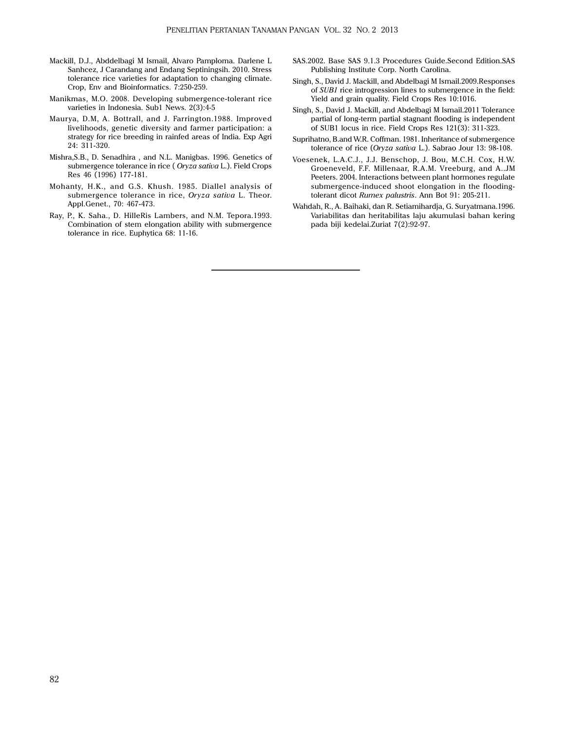Mackill, D.J., Abddelbagi M Ismail, Alvaro Pamploma. Darlene L Sanhcez, J Carandang and Endang Septiningsih. 2010. Stress tolerance rice varieties for adaptation to changing climate. Crop, Env and Bioinformatics. 7:250-259.

Manikmas, M.O. 2008. Developing submergence-tolerant rice varieties in Indonesia. Sub1 News. 2(3):4-5

Maurya, D.M, A. Bottrall, and J. Farrington.1988. Improved livelihoods, genetic diversity and farmer participation: a strategy for rice breeding in rainfed areas of India. Exp Agri 24: 311-320.

Mishra,S.B., D. Senadhira , and N.L. Manigbas. 1996. Genetics of submergence tolerance in rice ( *Oryza sativa* L.). Field Crops Res 46 (1996) 177-181.

Mohanty, H.K., and G.S. Khush. 1985. Diallel analysis of submergence tolerance in rice, *Oryza sativa* L. Theor. Appl.Genet., 70: 467-473.

Ray, P., K. Saha., D. HilleRis Lambers, and N.M. Tepora.1993. Combination of stem elongation ability with submergence tolerance in rice. Euphytica 68: 11-16.

SAS.2002. Base SAS 9.1.3 Procedures Guide.Second Edition.SAS Publishing Institute Corp. North Carolina.

Singh, S., David J. Mackill, and Abdelbagi M Ismail.2009.Responses of *SUB1* rice introgression lines to submergence in the field: Yield and grain quality. Field Crops Res 10:1016.

Singh, S., David J. Mackill, and Abdelbagi M Ismail.2011 Tolerance partial of long-term partial stagnant flooding is independent of SUB1 locus in rice. Field Crops Res 121(3): 311-323.

Suprihatno, B.and W.R. Coffman. 1981. Inheritance of submergence tolerance of rice (*Oryza sativa* L.). Sabrao Jour 13: 98-108.

Voesenek, L.A.C.J., J.J. Benschop, J. Bou, M.C.H. Cox, H.W. Groeneveld, F.F. Millenaar, R.A.M. Vreeburg, and A..JM Peeters. 2004. Interactions between plant hormones regulate submergence-induced shoot elongation in the flooding-tolerant dicot *Rumex palustris*. Ann Bot 91: 205-211.

Wahdah, R., A. Baihaki, dan R. Setiamihardja, G. Suryatmana.1996. Variabilitas dan heritabilitas laju akumulasi bahan kering pada biji kedelai.Zuriat 7(2):92-97.